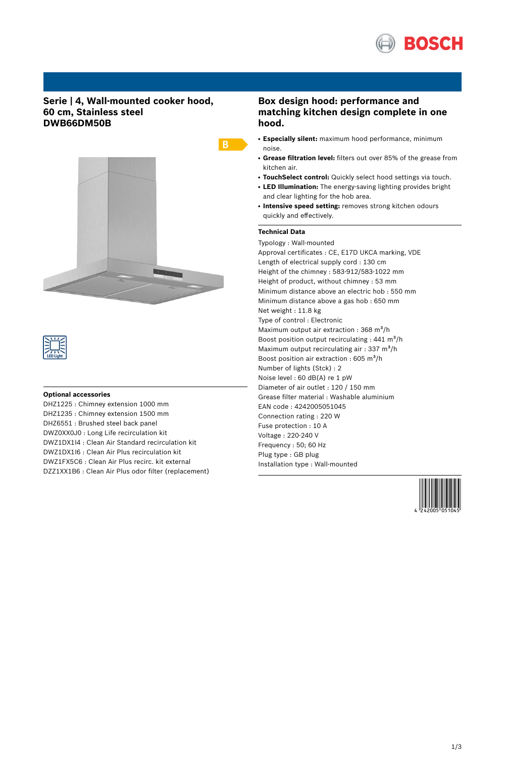# Serie | 4, Wall-mounted cooker hood, 60 cm, Stainless steel DWB66DM50B

B

LED Light

## Optional accessories

DHZ1225 : Chimney extension 1000 mm
DHZ1235 : Chimney extension 1500 mm
DHZ6551 : Brushed steel back panel
DWZ0XX0J0 : Long Life recirculation kit
DWZ1DX1I4 : Clean Air Standard recirculation kit
DWZ1DX1I6 : Clean Air Plus recirculation kit
DWZ1FX5C6 : Clean Air Plus recirc. kit external
DZZ1XX1B6 : Clean Air Plus odor filter (replacement)

# Box design hood: performance and matching kitchen design complete in one hood.

- **Especially silent:** maximum hood performance, minimum noise.
- **Grease filtration level:** filters out over 85% of the grease from kitchen air.
- **TouchSelect control:** Quickly select hood settings via touch.
- **LED Illumination:** The energy-saving lighting provides bright and clear lighting for the hob area.
- **Intensive speed setting:** removes strong kitchen odours quickly and effectively.

## Technical Data

Typology : Wall-mounted
Approval certificates : CE, E17D UKCA marking, VDE
Length of electrical supply cord : 130 cm
Height of the chimney : 583-912/583-1022 mm
Height of product, without chimney : 53 mm
Minimum distance above an electric hob : 550 mm
Minimum distance above a gas hob : 650 mm
Net weight : 11.8 kg
Type of control : Electronic
Maximum output air extraction : 368 m³/h
Boost position output recirculating : 441 m³/h
Maximum output recirculating air : 337 m³/h
Boost position air extraction : 605 m³/h
Number of lights (Stck) : 2
Noise level : 60 dB(A) re 1 pW
Diameter of air outlet : 120 / 150 mm
Grease filter material : Washable aluminium
EAN code : 4242005051045
Connection rating : 220 W
Fuse protection : 10 A
Voltage : 220-240 V
Frequency : 50; 60 Hz
Plug type : GB plug
Installation type : Wall-mounted

4 242005 051045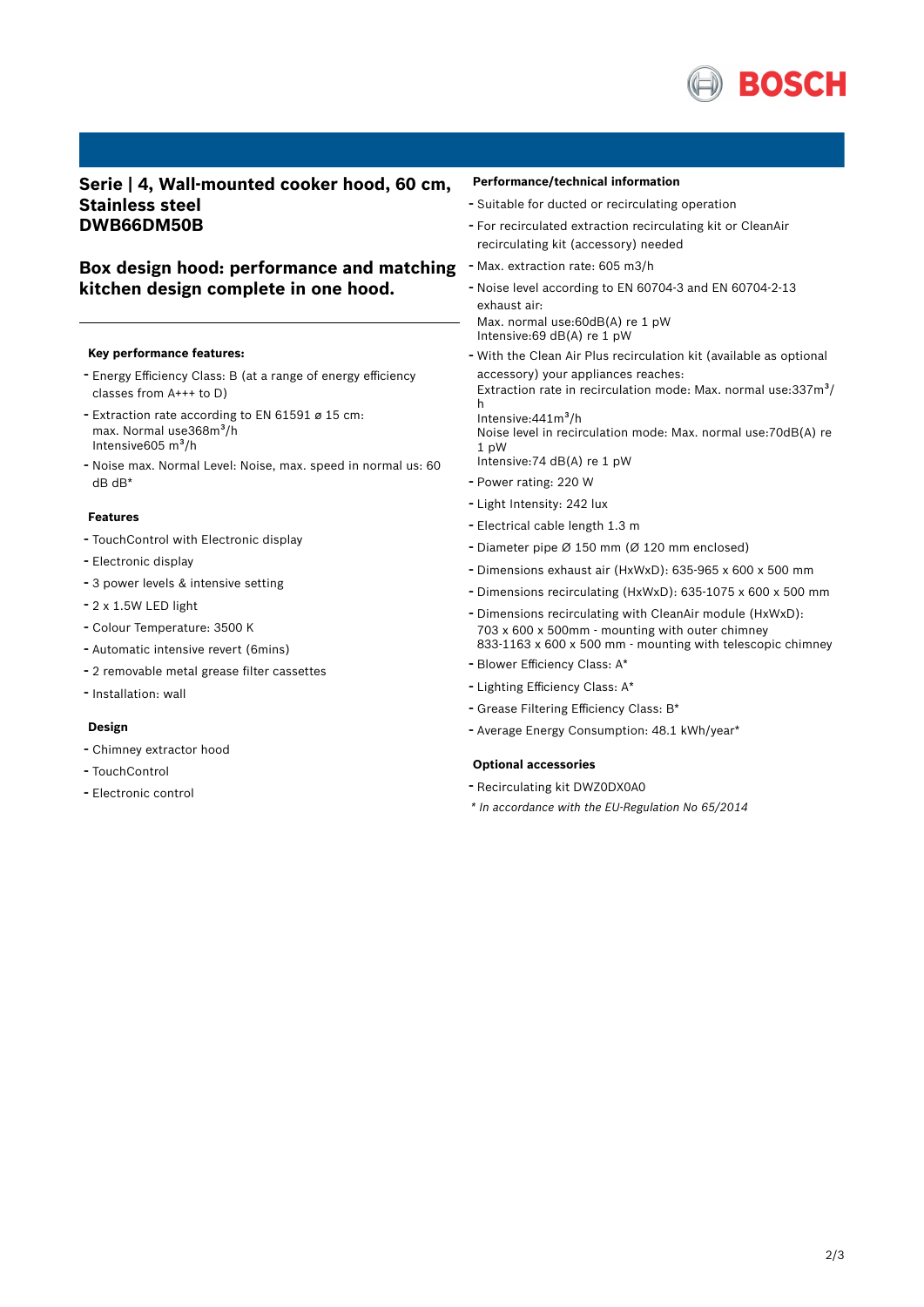## Serie | 4, Wall-mounted cooker hood, 60 cm, Stainless steel
## DWB66DM50B

## Box design hood: performance and matching kitchen design complete in one hood.

### Key performance features:

- Energy Efficiency Class: B (at a range of energy efficiency classes from A+++ to D)
- Extraction rate according to EN 61591 ø 15 cm: max. Normal use368m³/h Intensive605 m³/h
- Noise max. Normal Level: Noise, max. speed in normal us: 60 dB dB*

### Features

- TouchControl with Electronic display
- Electronic display
- 3 power levels & intensive setting
- 2 x 1.5W LED light
- Colour Temperature: 3500 K
- Automatic intensive revert (6mins)
- 2 removable metal grease filter cassettes
- Installation: wall

### Design

- Chimney extractor hood
- TouchControl
- Electronic control

### Performance/technical information

- Suitable for ducted or recirculating operation
- For recirculated extraction recirculating kit or CleanAir recirculating kit (accessory) needed
- Max. extraction rate: 605 m3/h
- Noise level according to EN 60704-3 and EN 60704-2-13 exhaust air:
  Max. normal use:60dB(A) re 1 pW
  Intensive:69 dB(A) re 1 pW
- With the Clean Air Plus recirculation kit (available as optional accessory) your appliances reaches:
  Extraction rate in recirculation mode: Max. normal use:337m³/h
  Intensive:441m³/h
  Noise level in recirculation mode: Max. normal use:70dB(A) re 1 pW
  Intensive:74 dB(A) re 1 pW
- Power rating: 220 W
- Light Intensity: 242 lux
- Electrical cable length 1.3 m
- Diameter pipe Ø 150 mm (Ø 120 mm enclosed)
- Dimensions exhaust air (HxWxD): 635-965 x 600 x 500 mm
- Dimensions recirculating (HxWxD): 635-1075 x 600 x 500 mm
- Dimensions recirculating with CleanAir module (HxWxD):
  703 x 600 x 500mm - mounting with outer chimney
  833-1163 x 600 x 500 mm - mounting with telescopic chimney
- Blower Efficiency Class: A*
- Lighting Efficiency Class: A*
- Grease Filtering Efficiency Class: B*
- Average Energy Consumption: 48.1 kWh/year*

### Optional accessories

- Recirculating kit DWZ0DX0A0

*\* In accordance with the EU-Regulation No 65/2014*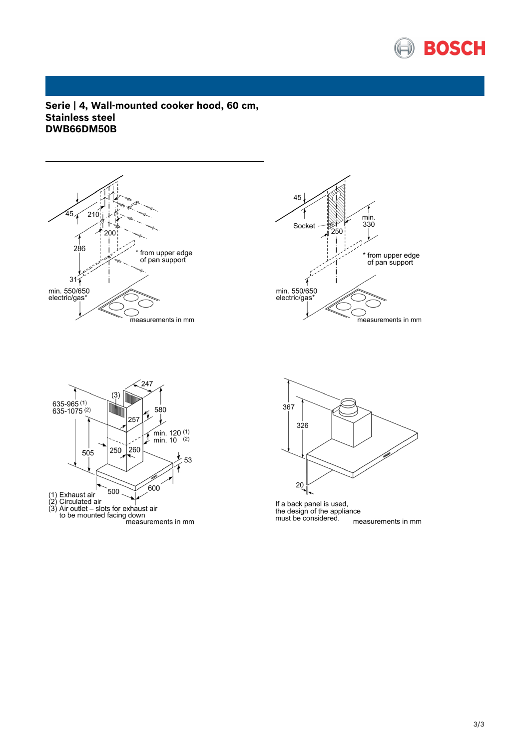# Serie | 4, Wall-mounted cooker hood, 60 cm, Stainless steel
# DWB66DM50B

45
210
200
286
31
min. 550/650
electric/gas*
* from upper edge of pan support
measurements in mm

45
Socket
250
min. 330
* from upper edge of pan support
min. 550/650
electric/gas*
measurements in mm

635-965 (1)
635-1075 (2)
(3)
247
580
257
min. 120 (1)
min. 10 (2)
505
250
260
53
500
600
(1) Exhaust air
(2) Circulated air
(3) Air outlet – slots for exhaust air to be mounted facing down
measurements in mm

367
326
20
If a back panel is used, the design of the appliance must be considered.
measurements in mm